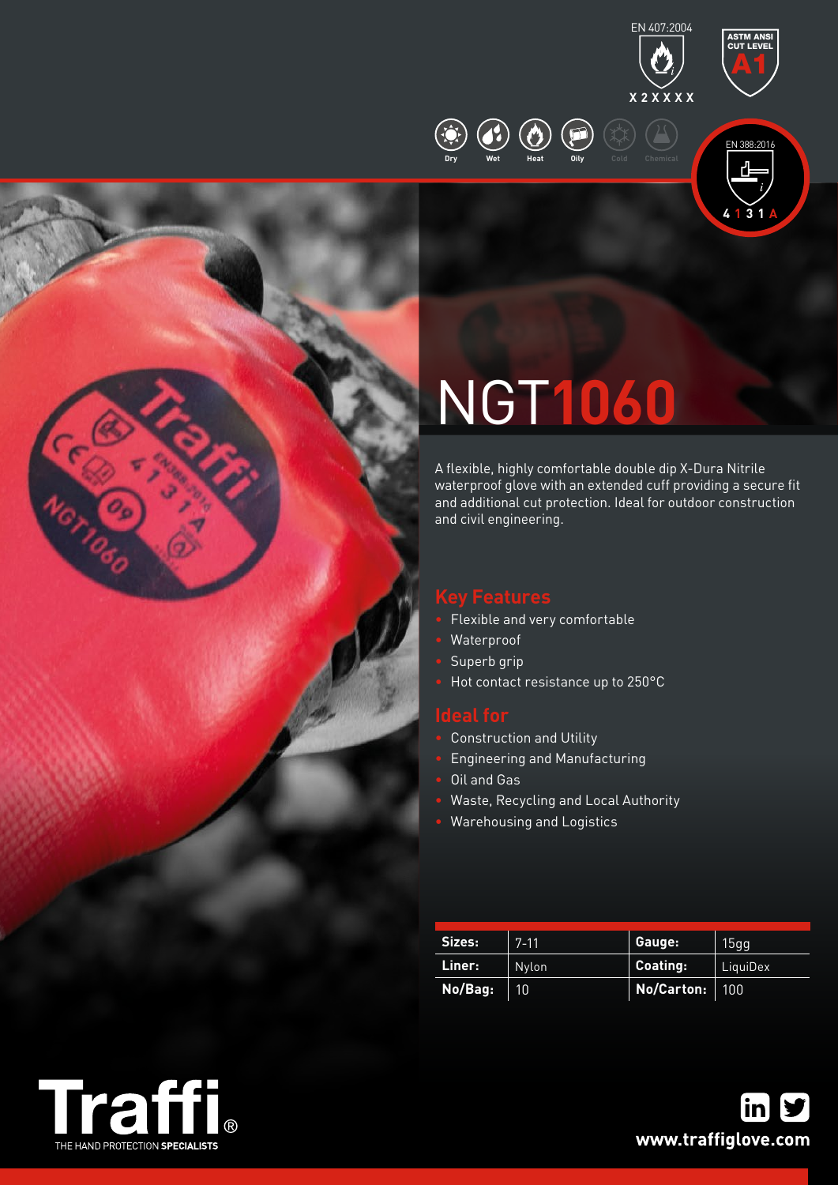EN 407:2004

X 2 X X X X

ASTM ANSI CUT LEVEL A1

Dry Wet Heat Oily Cold Chemical

EN 388:2016

4 1 3 1 A

# NGT1060

A flexible, highly comfortable double dip X-Dura Nitrile waterproof glove with an extended cuff providing a secure fit and additional cut protection. Ideal for outdoor construction and civil engineering.

## Key Features

- Flexible and very comfortable
- Waterproof
- Superb grip
- Hot contact resistance up to 250°C

## Ideal for

- Construction and Utility
- Engineering and Manufacturing
- Oil and Gas
- Waste, Recycling and Local Authority
- Warehousing and Logistics

| | | | |
|---|---|---|---|
| **Sizes:** | 7-11 | **Gauge:** | 15gg |
| **Liner:** | Nylon | **Coating:** | LiquiDex |
| **No/Bag:** | 10 | **No/Carton:** | 100 |

**Traffi**® THE HAND PROTECTION **SPECIALISTS**

**www.traffiglove.com**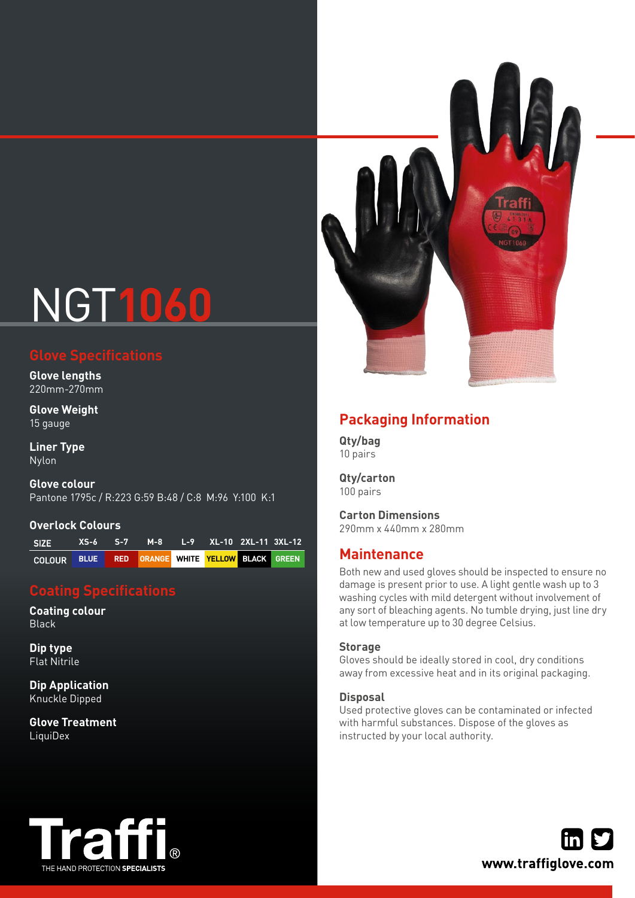# NGT1060

## Glove Specifications

**Glove lengths**
220mm-270mm

**Glove Weight**
15 gauge

**Liner Type**
Nylon

**Glove colour**
Pantone 1795c / R:223 G:59 B:48 / C:8 M:96 Y:100 K:1

**Overlock Colours**

| SIZE | XS-6 | S-7 | M-8 | L-9 | XL-10 | 2XL-11 | 3XL-12 |
|---|---|---|---|---|---|---|---|
| COLOUR | BLUE | RED | ORANGE | WHITE | YELLOW | BLACK | GREEN |

## Coating Specifications

**Coating colour**
Black

**Dip type**
Flat Nitrile

**Dip Application**
Knuckle Dipped

**Glove Treatment**
LiquiDex

## Packaging Information

**Qty/bag**
10 pairs

**Qty/carton**
100 pairs

**Carton Dimensions**
290mm x 440mm x 280mm

## Maintenance

Both new and used gloves should be inspected to ensure no damage is present prior to use. A light gentle wash up to 3 washing cycles with mild detergent without involvement of any sort of bleaching agents. No tumble drying, just line dry at low temperature up to 30 degree Celsius.

**Storage**
Gloves should be ideally stored in cool, dry conditions away from excessive heat and in its original packaging.

**Disposal**
Used protective gloves can be contaminated or infected with harmful substances. Dispose of the gloves as instructed by your local authority.

Traffi®
THE HAND PROTECTION SPECIALISTS

www.traffiglove.com